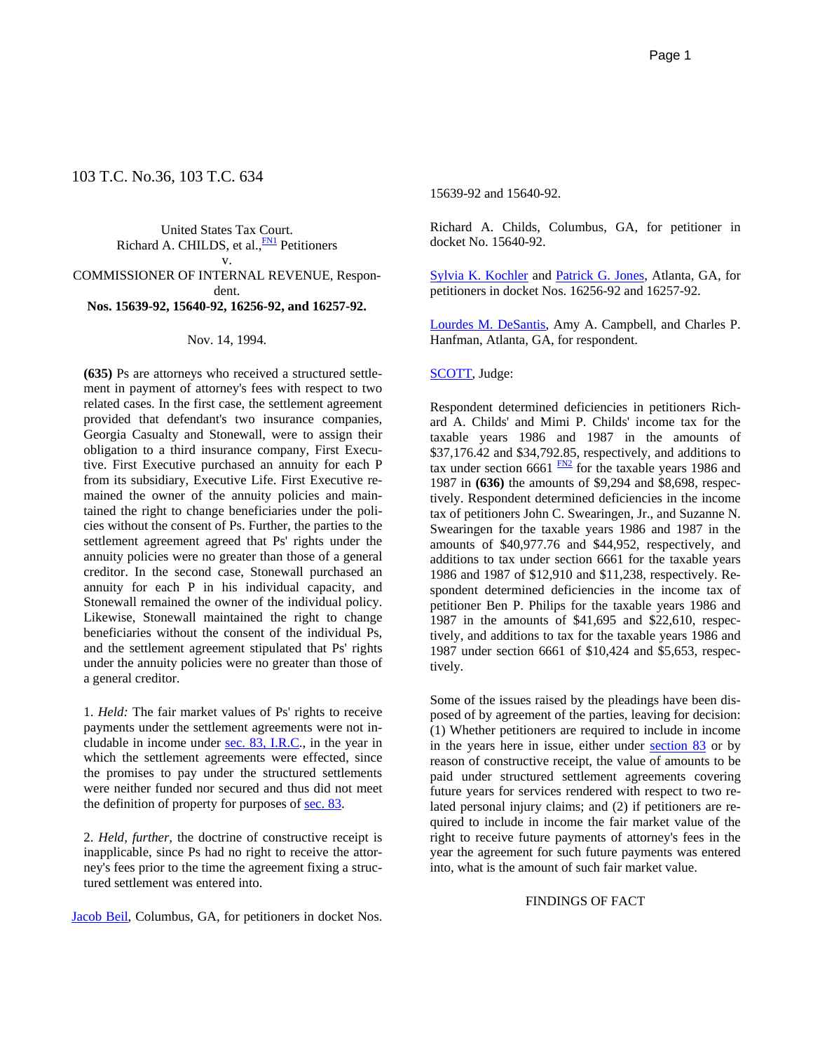103 T.C. No.36, 103 T.C. 634

United States Tax Court.
Richard A. CHILDS, et al.,[FN1] Petitioners
v.
COMMISSIONER OF INTERNAL REVENUE, Respondent.
**Nos. 15639-92, 15640-92, 16256-92, and 16257-92.**

Nov. 14, 1994.

**(635)** Ps are attorneys who received a structured settlement in payment of attorney's fees with respect to two related cases. In the first case, the settlement agreement provided that defendant's two insurance companies, Georgia Casualty and Stonewall, were to assign their obligation to a third insurance company, First Executive. First Executive purchased an annuity for each P from its subsidiary, Executive Life. First Executive remained the owner of the annuity policies and maintained the right to change beneficiaries under the policies without the consent of Ps. Further, the parties to the settlement agreement agreed that Ps' rights under the annuity policies were no greater than those of a general creditor. In the second case, Stonewall purchased an annuity for each P in his individual capacity, and Stonewall remained the owner of the individual policy. Likewise, Stonewall maintained the right to change beneficiaries without the consent of the individual Ps, and the settlement agreement stipulated that Ps' rights under the annuity policies were no greater than those of a general creditor.

1. *Held:* The fair market values of Ps' rights to receive payments under the settlement agreements were not includable in income under sec. 83, I.R.C., in the year in which the settlement agreements were effected, since the promises to pay under the structured settlements were neither funded nor secured and thus did not meet the definition of property for purposes of sec. 83.

2. *Held, further*, the doctrine of constructive receipt is inapplicable, since Ps had no right to receive the attorney's fees prior to the time the agreement fixing a structured settlement was entered into.

Jacob Beil, Columbus, GA, for petitioners in docket Nos. 15639-92 and 15640-92.

Richard A. Childs, Columbus, GA, for petitioner in docket No. 15640-92.

Sylvia K. Kochler and Patrick G. Jones, Atlanta, GA, for petitioners in docket Nos. 16256-92 and 16257-92.

Lourdes M. DeSantis, Amy A. Campbell, and Charles P. Hanfman, Atlanta, GA, for respondent.

SCOTT, Judge:

Respondent determined deficiencies in petitioners Richard A. Childs' and Mimi P. Childs' income tax for the taxable years 1986 and 1987 in the amounts of $37,176.42 and $34,792.85, respectively, and additions to tax under section 6661 [FN2] for the taxable years 1986 and 1987 in **(636)** the amounts of $9,294 and $8,698, respectively. Respondent determined deficiencies in the income tax of petitioners John C. Swearingen, Jr., and Suzanne N. Swearingen for the taxable years 1986 and 1987 in the amounts of $40,977.76 and $44,952, respectively, and additions to tax under section 6661 for the taxable years 1986 and 1987 of $12,910 and $11,238, respectively. Respondent determined deficiencies in the income tax of petitioner Ben P. Philips for the taxable years 1986 and 1987 in the amounts of $41,695 and $22,610, respectively, and additions to tax for the taxable years 1986 and 1987 under section 6661 of $10,424 and $5,653, respectively.

Some of the issues raised by the pleadings have been disposed of by agreement of the parties, leaving for decision: (1) Whether petitioners are required to include in income in the years here in issue, either under section 83 or by reason of constructive receipt, the value of amounts to be paid under structured settlement agreements covering future years for services rendered with respect to two related personal injury claims; and (2) if petitioners are required to include in income the fair market value of the right to receive future payments of attorney's fees in the year the agreement for such future payments was entered into, what is the amount of such fair market value.

## FINDINGS OF FACT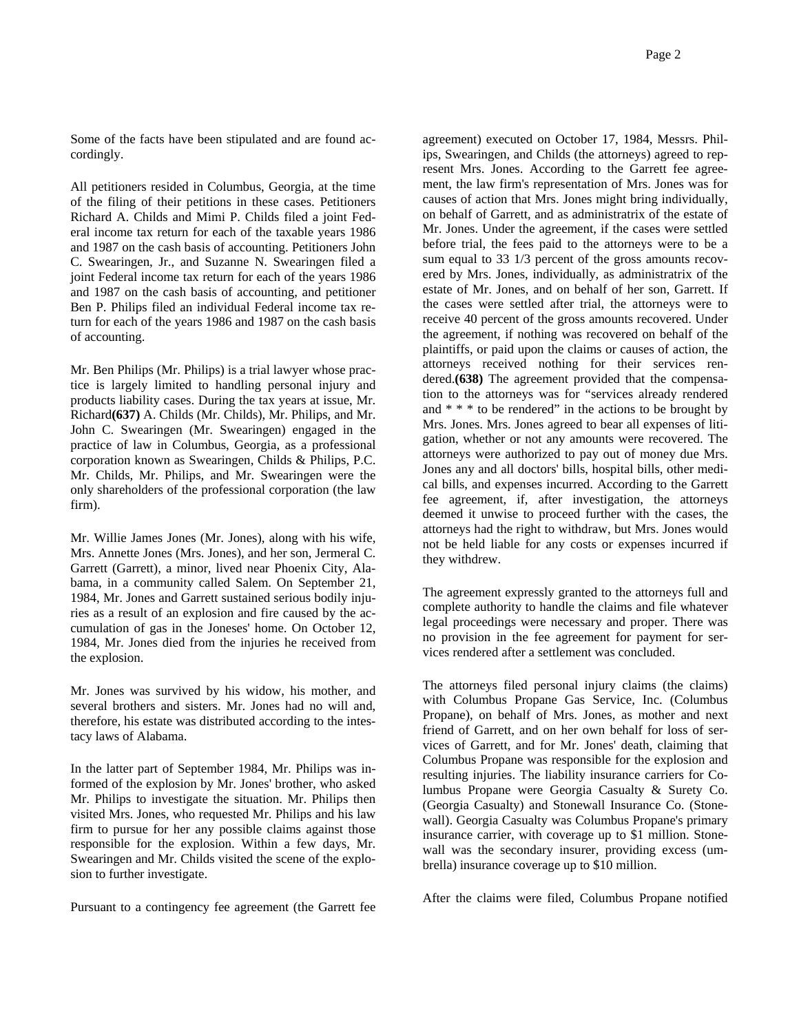Some of the facts have been stipulated and are found accordingly.

All petitioners resided in Columbus, Georgia, at the time of the filing of their petitions in these cases. Petitioners Richard A. Childs and Mimi P. Childs filed a joint Federal income tax return for each of the taxable years 1986 and 1987 on the cash basis of accounting. Petitioners John C. Swearingen, Jr., and Suzanne N. Swearingen filed a joint Federal income tax return for each of the years 1986 and 1987 on the cash basis of accounting, and petitioner Ben P. Philips filed an individual Federal income tax return for each of the years 1986 and 1987 on the cash basis of accounting.

Mr. Ben Philips (Mr. Philips) is a trial lawyer whose practice is largely limited to handling personal injury and products liability cases. During the tax years at issue, Mr. Richard**(637)** A. Childs (Mr. Childs), Mr. Philips, and Mr. John C. Swearingen (Mr. Swearingen) engaged in the practice of law in Columbus, Georgia, as a professional corporation known as Swearingen, Childs & Philips, P.C. Mr. Childs, Mr. Philips, and Mr. Swearingen were the only shareholders of the professional corporation (the law firm).

Mr. Willie James Jones (Mr. Jones), along with his wife, Mrs. Annette Jones (Mrs. Jones), and her son, Jermeral C. Garrett (Garrett), a minor, lived near Phoenix City, Alabama, in a community called Salem. On September 21, 1984, Mr. Jones and Garrett sustained serious bodily injuries as a result of an explosion and fire caused by the accumulation of gas in the Joneses' home. On October 12, 1984, Mr. Jones died from the injuries he received from the explosion.

Mr. Jones was survived by his widow, his mother, and several brothers and sisters. Mr. Jones had no will and, therefore, his estate was distributed according to the intestacy laws of Alabama.

In the latter part of September 1984, Mr. Philips was informed of the explosion by Mr. Jones' brother, who asked Mr. Philips to investigate the situation. Mr. Philips then visited Mrs. Jones, who requested Mr. Philips and his law firm to pursue for her any possible claims against those responsible for the explosion. Within a few days, Mr. Swearingen and Mr. Childs visited the scene of the explosion to further investigate.

Pursuant to a contingency fee agreement (the Garrett fee agreement) executed on October 17, 1984, Messrs. Philips, Swearingen, and Childs (the attorneys) agreed to represent Mrs. Jones. According to the Garrett fee agreement, the law firm's representation of Mrs. Jones was for causes of action that Mrs. Jones might bring individually, on behalf of Garrett, and as administratrix of the estate of Mr. Jones. Under the agreement, if the cases were settled before trial, the fees paid to the attorneys were to be a sum equal to 33 1/3 percent of the gross amounts recovered by Mrs. Jones, individually, as administratrix of the estate of Mr. Jones, and on behalf of her son, Garrett. If the cases were settled after trial, the attorneys were to receive 40 percent of the gross amounts recovered. Under the agreement, if nothing was recovered on behalf of the plaintiffs, or paid upon the claims or causes of action, the attorneys received nothing for their services rendered.**(638)** The agreement provided that the compensation to the attorneys was for "services already rendered and * * * to be rendered" in the actions to be brought by Mrs. Jones. Mrs. Jones agreed to bear all expenses of litigation, whether or not any amounts were recovered. The attorneys were authorized to pay out of money due Mrs. Jones any and all doctors' bills, hospital bills, other medical bills, and expenses incurred. According to the Garrett fee agreement, if, after investigation, the attorneys deemed it unwise to proceed further with the cases, the attorneys had the right to withdraw, but Mrs. Jones would not be held liable for any costs or expenses incurred if they withdrew.

The agreement expressly granted to the attorneys full and complete authority to handle the claims and file whatever legal proceedings were necessary and proper. There was no provision in the fee agreement for payment for services rendered after a settlement was concluded.

The attorneys filed personal injury claims (the claims) with Columbus Propane Gas Service, Inc. (Columbus Propane), on behalf of Mrs. Jones, as mother and next friend of Garrett, and on her own behalf for loss of services of Garrett, and for Mr. Jones' death, claiming that Columbus Propane was responsible for the explosion and resulting injuries. The liability insurance carriers for Columbus Propane were Georgia Casualty & Surety Co. (Georgia Casualty) and Stonewall Insurance Co. (Stonewall). Georgia Casualty was Columbus Propane's primary insurance carrier, with coverage up to $1 million. Stonewall was the secondary insurer, providing excess (umbrella) insurance coverage up to $10 million.

After the claims were filed, Columbus Propane notified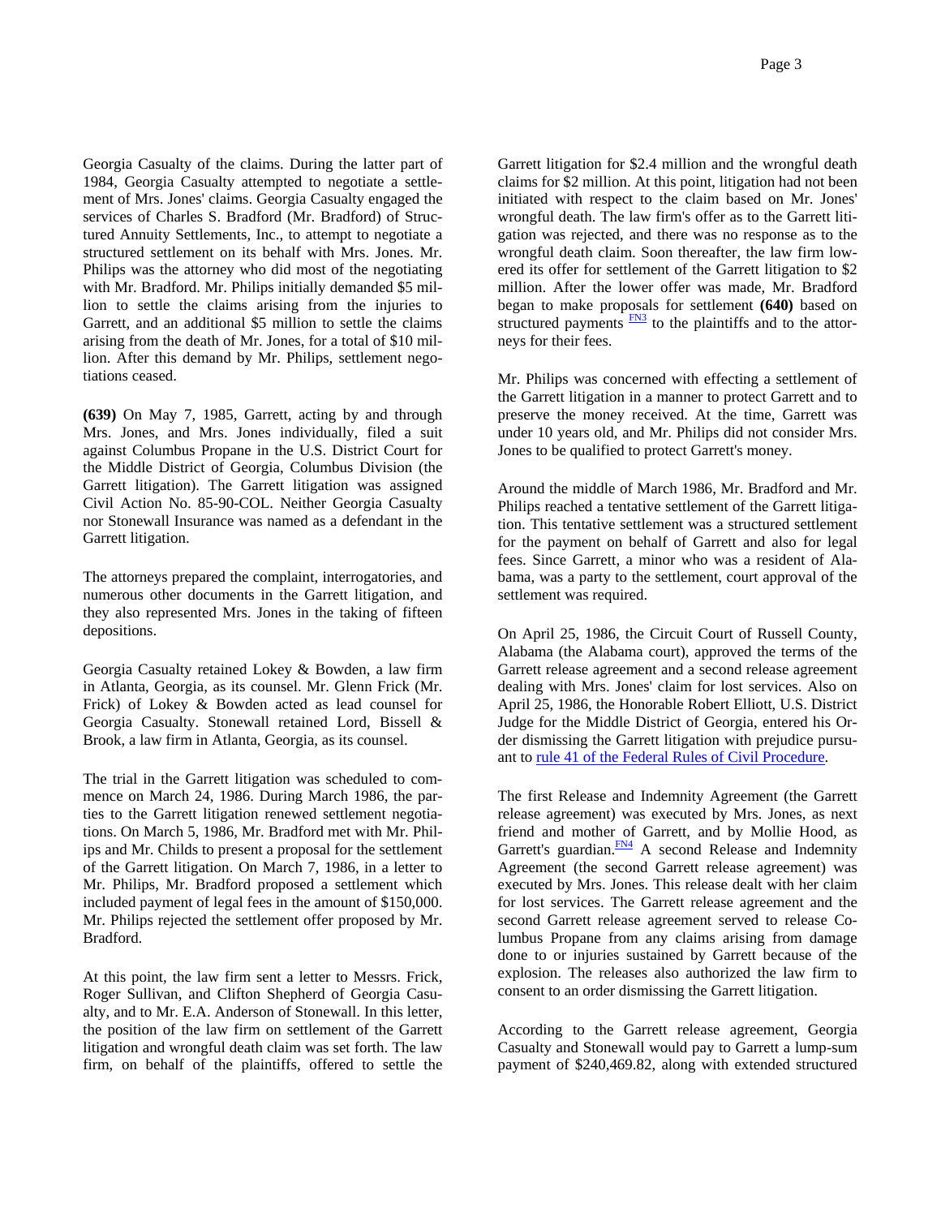Georgia Casualty of the claims. During the latter part of 1984, Georgia Casualty attempted to negotiate a settlement of Mrs. Jones' claims. Georgia Casualty engaged the services of Charles S. Bradford (Mr. Bradford) of Structured Annuity Settlements, Inc., to attempt to negotiate a structured settlement on its behalf with Mrs. Jones. Mr. Philips was the attorney who did most of the negotiating with Mr. Bradford. Mr. Philips initially demanded $5 million to settle the claims arising from the injuries to Garrett, and an additional $5 million to settle the claims arising from the death of Mr. Jones, for a total of $10 million. After this demand by Mr. Philips, settlement negotiations ceased.

**(639)** On May 7, 1985, Garrett, acting by and through Mrs. Jones, and Mrs. Jones individually, filed a suit against Columbus Propane in the U.S. District Court for the Middle District of Georgia, Columbus Division (the Garrett litigation). The Garrett litigation was assigned Civil Action No. 85-90-COL. Neither Georgia Casualty nor Stonewall Insurance was named as a defendant in the Garrett litigation.

The attorneys prepared the complaint, interrogatories, and numerous other documents in the Garrett litigation, and they also represented Mrs. Jones in the taking of fifteen depositions.

Georgia Casualty retained Lokey & Bowden, a law firm in Atlanta, Georgia, as its counsel. Mr. Glenn Frick (Mr. Frick) of Lokey & Bowden acted as lead counsel for Georgia Casualty. Stonewall retained Lord, Bissell & Brook, a law firm in Atlanta, Georgia, as its counsel.

The trial in the Garrett litigation was scheduled to commence on March 24, 1986. During March 1986, the parties to the Garrett litigation renewed settlement negotiations. On March 5, 1986, Mr. Bradford met with Mr. Philips and Mr. Childs to present a proposal for the settlement of the Garrett litigation. On March 7, 1986, in a letter to Mr. Philips, Mr. Bradford proposed a settlement which included payment of legal fees in the amount of $150,000. Mr. Philips rejected the settlement offer proposed by Mr. Bradford.

At this point, the law firm sent a letter to Messrs. Frick, Roger Sullivan, and Clifton Shepherd of Georgia Casualty, and to Mr. E.A. Anderson of Stonewall. In this letter, the position of the law firm on settlement of the Garrett litigation and wrongful death claim was set forth. The law firm, on behalf of the plaintiffs, offered to settle the Garrett litigation for $2.4 million and the wrongful death claims for $2 million. At this point, litigation had not been initiated with respect to the claim based on Mr. Jones' wrongful death. The law firm's offer as to the Garrett litigation was rejected, and there was no response as to the wrongful death claim. Soon thereafter, the law firm lowered its offer for settlement of the Garrett litigation to $2 million. After the lower offer was made, Mr. Bradford began to make proposals for settlement **(640)** based on structured payments [FN3] to the plaintiffs and to the attorneys for their fees.

Mr. Philips was concerned with effecting a settlement of the Garrett litigation in a manner to protect Garrett and to preserve the money received. At the time, Garrett was under 10 years old, and Mr. Philips did not consider Mrs. Jones to be qualified to protect Garrett's money.

Around the middle of March 1986, Mr. Bradford and Mr. Philips reached a tentative settlement of the Garrett litigation. This tentative settlement was a structured settlement for the payment on behalf of Garrett and also for legal fees. Since Garrett, a minor who was a resident of Alabama, was a party to the settlement, court approval of the settlement was required.

On April 25, 1986, the Circuit Court of Russell County, Alabama (the Alabama court), approved the terms of the Garrett release agreement and a second release agreement dealing with Mrs. Jones' claim for lost services. Also on April 25, 1986, the Honorable Robert Elliott, U.S. District Judge for the Middle District of Georgia, entered his Order dismissing the Garrett litigation with prejudice pursuant to rule 41 of the Federal Rules of Civil Procedure.

The first Release and Indemnity Agreement (the Garrett release agreement) was executed by Mrs. Jones, as next friend and mother of Garrett, and by Mollie Hood, as Garrett's guardian.[FN4] A second Release and Indemnity Agreement (the second Garrett release agreement) was executed by Mrs. Jones. This release dealt with her claim for lost services. The Garrett release agreement and the second Garrett release agreement served to release Columbus Propane from any claims arising from damage done to or injuries sustained by Garrett because of the explosion. The releases also authorized the law firm to consent to an order dismissing the Garrett litigation.

According to the Garrett release agreement, Georgia Casualty and Stonewall would pay to Garrett a lump-sum payment of $240,469.82, along with extended structured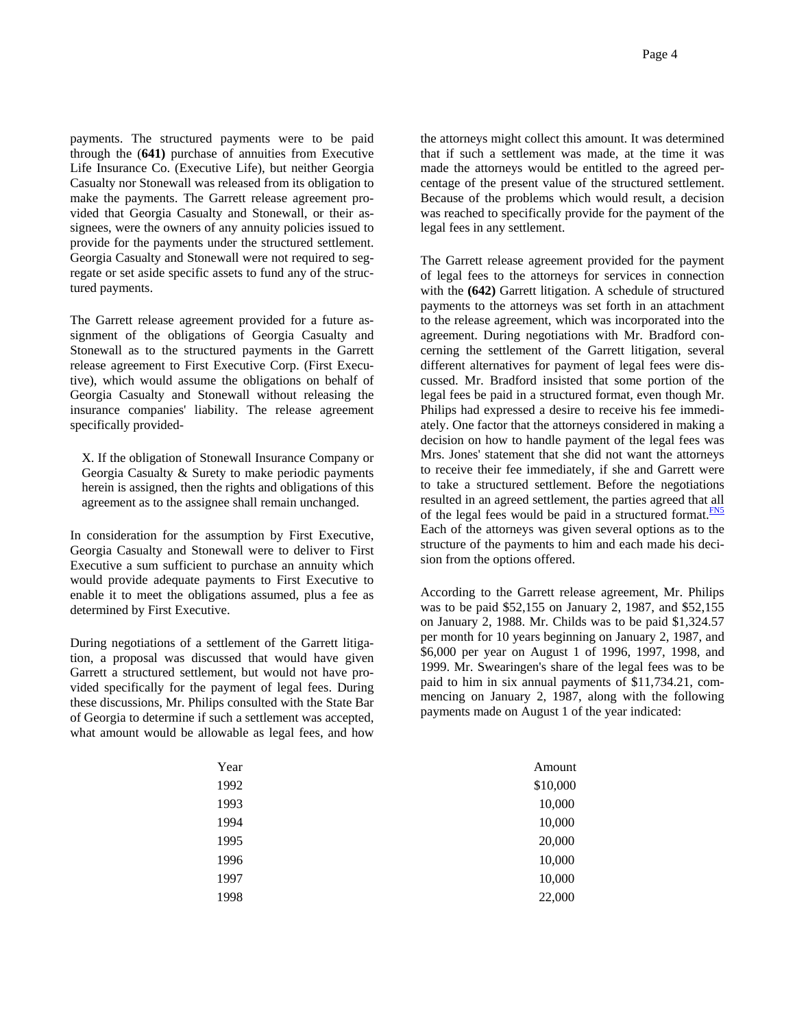payments. The structured payments were to be paid through the (**641)** purchase of annuities from Executive Life Insurance Co. (Executive Life), but neither Georgia Casualty nor Stonewall was released from its obligation to make the payments. The Garrett release agreement provided that Georgia Casualty and Stonewall, or their assignees, were the owners of any annuity policies issued to provide for the payments under the structured settlement. Georgia Casualty and Stonewall were not required to segregate or set aside specific assets to fund any of the structured payments.

The Garrett release agreement provided for a future assignment of the obligations of Georgia Casualty and Stonewall as to the structured payments in the Garrett release agreement to First Executive Corp. (First Executive), which would assume the obligations on behalf of Georgia Casualty and Stonewall without releasing the insurance companies' liability. The release agreement specifically provided-

> X. If the obligation of Stonewall Insurance Company or Georgia Casualty & Surety to make periodic payments herein is assigned, then the rights and obligations of this agreement as to the assignee shall remain unchanged.

In consideration for the assumption by First Executive, Georgia Casualty and Stonewall were to deliver to First Executive a sum sufficient to purchase an annuity which would provide adequate payments to First Executive to enable it to meet the obligations assumed, plus a fee as determined by First Executive.

During negotiations of a settlement of the Garrett litigation, a proposal was discussed that would have given Garrett a structured settlement, but would not have provided specifically for the payment of legal fees. During these discussions, Mr. Philips consulted with the State Bar of Georgia to determine if such a settlement was accepted, what amount would be allowable as legal fees, and how the attorneys might collect this amount. It was determined that if such a settlement was made, at the time it was made the attorneys would be entitled to the agreed percentage of the present value of the structured settlement. Because of the problems which would result, a decision was reached to specifically provide for the payment of the legal fees in any settlement.

The Garrett release agreement provided for the payment of legal fees to the attorneys for services in connection with the **(642)** Garrett litigation. A schedule of structured payments to the attorneys was set forth in an attachment to the release agreement, which was incorporated into the agreement. During negotiations with Mr. Bradford concerning the settlement of the Garrett litigation, several different alternatives for payment of legal fees were discussed. Mr. Bradford insisted that some portion of the legal fees be paid in a structured format, even though Mr. Philips had expressed a desire to receive his fee immediately. One factor that the attorneys considered in making a decision on how to handle payment of the legal fees was Mrs. Jones' statement that she did not want the attorneys to receive their fee immediately, if she and Garrett were to take a structured settlement. Before the negotiations resulted in an agreed settlement, the parties agreed that all of the legal fees would be paid in a structured format.[FN5] Each of the attorneys was given several options as to the structure of the payments to him and each made his decision from the options offered.

According to the Garrett release agreement, Mr. Philips was to be paid $52,155 on January 2, 1987, and $52,155 on January 2, 1988. Mr. Childs was to be paid $1,324.57 per month for 10 years beginning on January 2, 1987, and $6,000 per year on August 1 of 1996, 1997, 1998, and 1999. Mr. Swearingen's share of the legal fees was to be paid to him in six annual payments of $11,734.21, commencing on January 2, 1987, along with the following payments made on August 1 of the year indicated:

| Year | Amount |
|---|---|
| 1992 | $10,000 |
| 1993 | 10,000 |
| 1994 | 10,000 |
| 1995 | 20,000 |
| 1996 | 10,000 |
| 1997 | 10,000 |
| 1998 | 22,000 |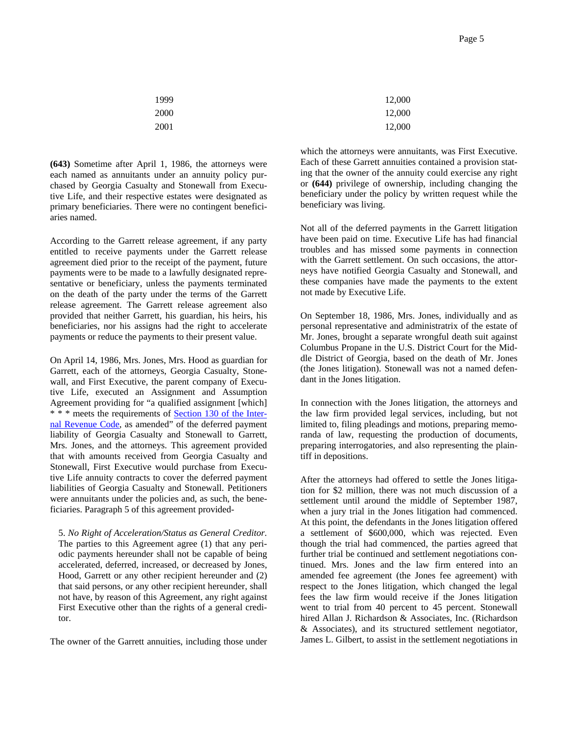| | |
|---|---|
| 1999 | 12,000 |
| 2000 | 12,000 |
| 2001 | 12,000 |

**(643)** Sometime after April 1, 1986, the attorneys were each named as annuitants under an annuity policy purchased by Georgia Casualty and Stonewall from Executive Life, and their respective estates were designated as primary beneficiaries. There were no contingent beneficiaries named.

According to the Garrett release agreement, if any party entitled to receive payments under the Garrett release agreement died prior to the receipt of the payment, future payments were to be made to a lawfully designated representative or beneficiary, unless the payments terminated on the death of the party under the terms of the Garrett release agreement. The Garrett release agreement also provided that neither Garrett, his guardian, his heirs, his beneficiaries, nor his assigns had the right to accelerate payments or reduce the payments to their present value.

On April 14, 1986, Mrs. Jones, Mrs. Hood as guardian for Garrett, each of the attorneys, Georgia Casualty, Stonewall, and First Executive, the parent company of Executive Life, executed an Assignment and Assumption Agreement providing for "a qualified assignment [which] * * * meets the requirements of Section 130 of the Internal Revenue Code, as amended" of the deferred payment liability of Georgia Casualty and Stonewall to Garrett, Mrs. Jones, and the attorneys. This agreement provided that with amounts received from Georgia Casualty and Stonewall, First Executive would purchase from Executive Life annuity contracts to cover the deferred payment liabilities of Georgia Casualty and Stonewall. Petitioners were annuitants under the policies and, as such, the beneficiaries. Paragraph 5 of this agreement provided-

> 5. *No Right of Acceleration/Status as General Creditor.* The parties to this Agreement agree (1) that any periodic payments hereunder shall not be capable of being accelerated, deferred, increased, or decreased by Jones, Hood, Garrett or any other recipient hereunder and (2) that said persons, or any other recipient hereunder, shall not have, by reason of this Agreement, any right against First Executive other than the rights of a general creditor.

The owner of the Garrett annuities, including those under which the attorneys were annuitants, was First Executive. Each of these Garrett annuities contained a provision stating that the owner of the annuity could exercise any right or **(644)** privilege of ownership, including changing the beneficiary under the policy by written request while the beneficiary was living.

Not all of the deferred payments in the Garrett litigation have been paid on time. Executive Life has had financial troubles and has missed some payments in connection with the Garrett settlement. On such occasions, the attorneys have notified Georgia Casualty and Stonewall, and these companies have made the payments to the extent not made by Executive Life.

On September 18, 1986, Mrs. Jones, individually and as personal representative and administratrix of the estate of Mr. Jones, brought a separate wrongful death suit against Columbus Propane in the U.S. District Court for the Middle District of Georgia, based on the death of Mr. Jones (the Jones litigation). Stonewall was not a named defendant in the Jones litigation.

In connection with the Jones litigation, the attorneys and the law firm provided legal services, including, but not limited to, filing pleadings and motions, preparing memoranda of law, requesting the production of documents, preparing interrogatories, and also representing the plaintiff in depositions.

After the attorneys had offered to settle the Jones litigation for $2 million, there was not much discussion of a settlement until around the middle of September 1987, when a jury trial in the Jones litigation had commenced. At this point, the defendants in the Jones litigation offered a settlement of $600,000, which was rejected. Even though the trial had commenced, the parties agreed that further trial be continued and settlement negotiations continued. Mrs. Jones and the law firm entered into an amended fee agreement (the Jones fee agreement) with respect to the Jones litigation, which changed the legal fees the law firm would receive if the Jones litigation went to trial from 40 percent to 45 percent. Stonewall hired Allan J. Richardson & Associates, Inc. (Richardson & Associates), and its structured settlement negotiator, James L. Gilbert, to assist in the settlement negotiations in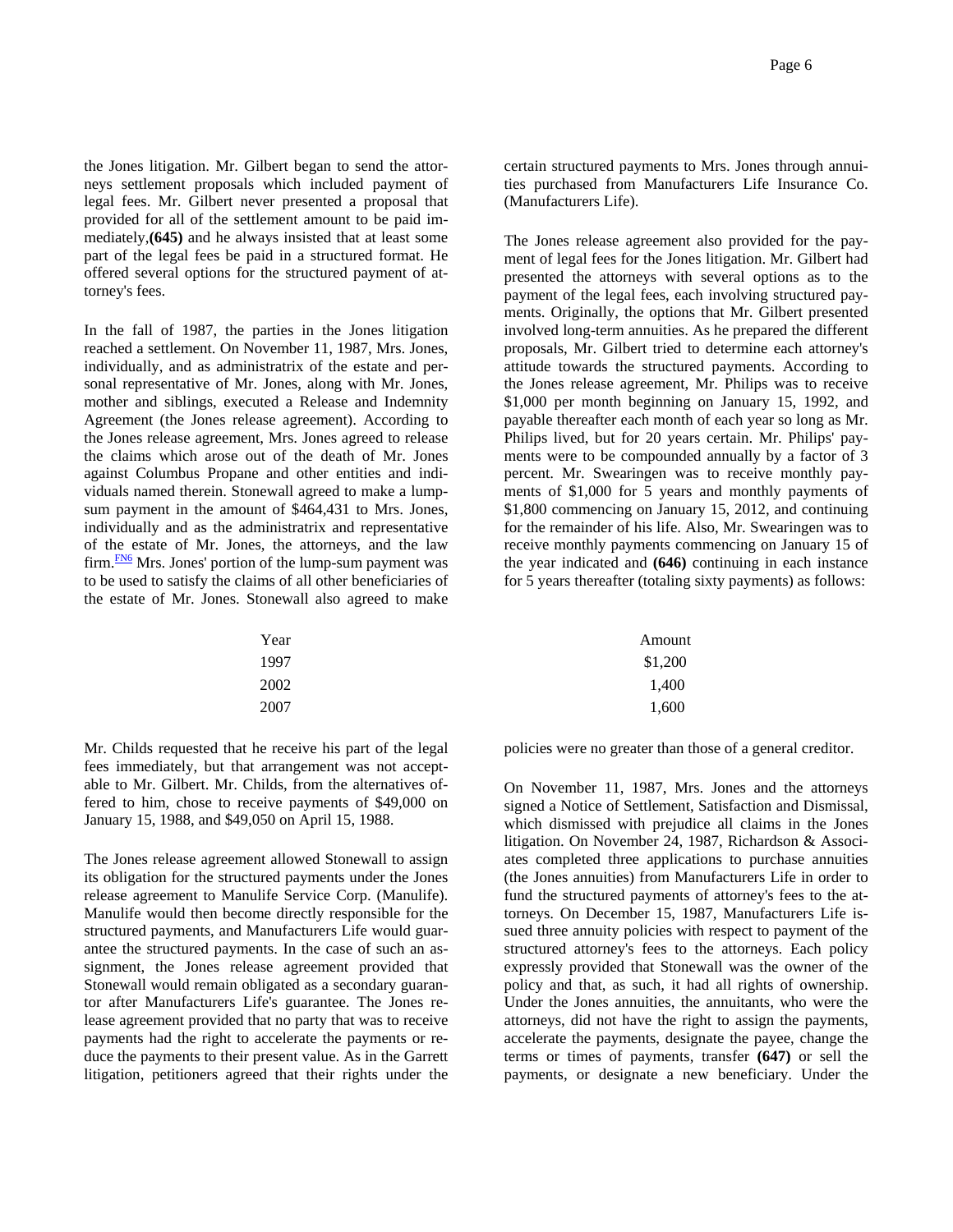the Jones litigation. Mr. Gilbert began to send the attorneys settlement proposals which included payment of legal fees. Mr. Gilbert never presented a proposal that provided for all of the settlement amount to be paid immediately,**(645)** and he always insisted that at least some part of the legal fees be paid in a structured format. He offered several options for the structured payment of attorney's fees.

In the fall of 1987, the parties in the Jones litigation reached a settlement. On November 11, 1987, Mrs. Jones, individually, and as administratrix of the estate and personal representative of Mr. Jones, along with Mr. Jones, mother and siblings, executed a Release and Indemnity Agreement (the Jones release agreement). According to the Jones release agreement, Mrs. Jones agreed to release the claims which arose out of the death of Mr. Jones against Columbus Propane and other entities and individuals named therein. Stonewall agreed to make a lump-sum payment in the amount of $464,431 to Mrs. Jones, individually and as the administratrix and representative of the estate of Mr. Jones, the attorneys, and the law firm.FN6 Mrs. Jones' portion of the lump-sum payment was to be used to satisfy the claims of all other beneficiaries of the estate of Mr. Jones. Stonewall also agreed to make certain structured payments to Mrs. Jones through annuities purchased from Manufacturers Life Insurance Co. (Manufacturers Life).

The Jones release agreement also provided for the payment of legal fees for the Jones litigation. Mr. Gilbert had presented the attorneys with several options as to the payment of the legal fees, each involving structured payments. Originally, the options that Mr. Gilbert presented involved long-term annuities. As he prepared the different proposals, Mr. Gilbert tried to determine each attorney's attitude towards the structured payments. According to the Jones release agreement, Mr. Philips was to receive $1,000 per month beginning on January 15, 1992, and payable thereafter each month of each year so long as Mr. Philips lived, but for 20 years certain. Mr. Philips' payments were to be compounded annually by a factor of 3 percent. Mr. Swearingen was to receive monthly payments of $1,000 for 5 years and monthly payments of $1,800 commencing on January 15, 2012, and continuing for the remainder of his life. Also, Mr. Swearingen was to receive monthly payments commencing on January 15 of the year indicated and **(646)** continuing in each instance for 5 years thereafter (totaling sixty payments) as follows:

| Year | Amount |
|---|---|
| 1997 | $1,200 |
| 2002 | 1,400 |
| 2007 | 1,600 |

Mr. Childs requested that he receive his part of the legal fees immediately, but that arrangement was not acceptable to Mr. Gilbert. Mr. Childs, from the alternatives offered to him, chose to receive payments of $49,000 on January 15, 1988, and $49,050 on April 15, 1988.

The Jones release agreement allowed Stonewall to assign its obligation for the structured payments under the Jones release agreement to Manulife Service Corp. (Manulife). Manulife would then become directly responsible for the structured payments, and Manufacturers Life would guarantee the structured payments. In the case of such an assignment, the Jones release agreement provided that Stonewall would remain obligated as a secondary guarantor after Manufacturers Life's guarantee. The Jones release agreement provided that no party that was to receive payments had the right to accelerate the payments or reduce the payments to their present value. As in the Garrett litigation, petitioners agreed that their rights under the policies were no greater than those of a general creditor.

On November 11, 1987, Mrs. Jones and the attorneys signed a Notice of Settlement, Satisfaction and Dismissal, which dismissed with prejudice all claims in the Jones litigation. On November 24, 1987, Richardson & Associates completed three applications to purchase annuities (the Jones annuities) from Manufacturers Life in order to fund the structured payments of attorney's fees to the attorneys. On December 15, 1987, Manufacturers Life issued three annuity policies with respect to payment of the structured attorney's fees to the attorneys. Each policy expressly provided that Stonewall was the owner of the policy and that, as such, it had all rights of ownership. Under the Jones annuities, the annuitants, who were the attorneys, did not have the right to assign the payments, accelerate the payments, designate the payee, change the terms or times of payments, transfer **(647)** or sell the payments, or designate a new beneficiary. Under the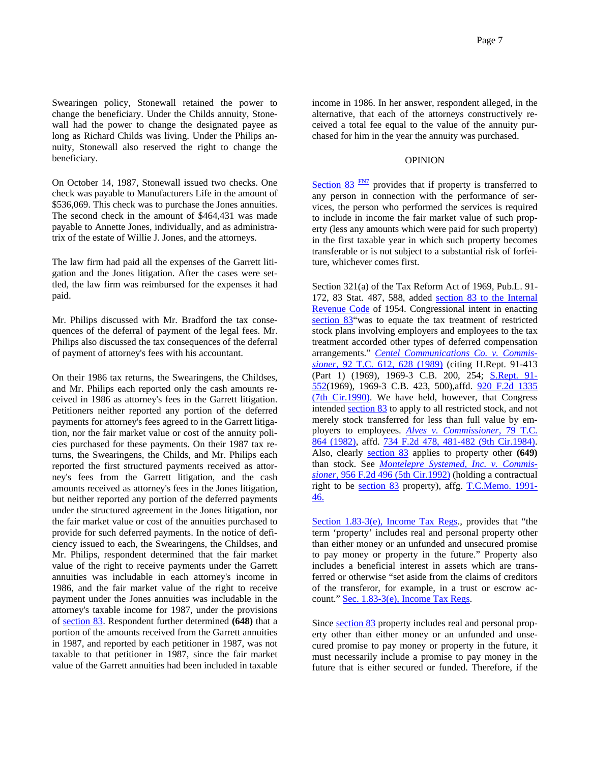Swearingen policy, Stonewall retained the power to change the beneficiary. Under the Childs annuity, Stonewall had the power to change the designated payee as long as Richard Childs was living. Under the Philips annuity, Stonewall also reserved the right to change the beneficiary.

On October 14, 1987, Stonewall issued two checks. One check was payable to Manufacturers Life in the amount of $536,069. This check was to purchase the Jones annuities. The second check in the amount of $464,431 was made payable to Annette Jones, individually, and as administratrix of the estate of Willie J. Jones, and the attorneys.

The law firm had paid all the expenses of the Garrett litigation and the Jones litigation. After the cases were settled, the law firm was reimbursed for the expenses it had paid.

Mr. Philips discussed with Mr. Bradford the tax consequences of the deferral of payment of the legal fees. Mr. Philips also discussed the tax consequences of the deferral of payment of attorney's fees with his accountant.

On their 1986 tax returns, the Swearingens, the Childses, and Mr. Philips each reported only the cash amounts received in 1986 as attorney's fees in the Garrett litigation. Petitioners neither reported any portion of the deferred payments for attorney's fees agreed to in the Garrett litigation, nor the fair market value or cost of the annuity policies purchased for these payments. On their 1987 tax returns, the Swearingens, the Childs, and Mr. Philips each reported the first structured payments received as attorney's fees from the Garrett litigation, and the cash amounts received as attorney's fees in the Jones litigation, but neither reported any portion of the deferred payments under the structured agreement in the Jones litigation, nor the fair market value or cost of the annuities purchased to provide for such deferred payments. In the notice of deficiency issued to each, the Swearingens, the Childses, and Mr. Philips, respondent determined that the fair market value of the right to receive payments under the Garrett annuities was includable in each attorney's income in 1986, and the fair market value of the right to receive payment under the Jones annuities was includable in the attorney's taxable income for 1987, under the provisions of section 83. Respondent further determined **(648)** that a portion of the amounts received from the Garrett annuities in 1987, and reported by each petitioner in 1987, was not taxable to that petitioner in 1987, since the fair market value of the Garrett annuities had been included in taxable income in 1986. In her answer, respondent alleged, in the alternative, that each of the attorneys constructively received a total fee equal to the value of the annuity purchased for him in the year the annuity was purchased.

## OPINION

Section 83 [FN7] provides that if property is transferred to any person in connection with the performance of services, the person who performed the services is required to include in income the fair market value of such property (less any amounts which were paid for such property) in the first taxable year in which such property becomes transferable or is not subject to a substantial risk of forfeiture, whichever comes first.

Section 321(a) of the Tax Reform Act of 1969, Pub.L. 91-172, 83 Stat. 487, 588, added section 83 to the Internal Revenue Code of 1954. Congressional intent in enacting section 83"was to equate the tax treatment of restricted stock plans involving employers and employees to the tax treatment accorded other types of deferred compensation arrangements." *Centel Communications Co. v. Commissioner,* 92 T.C. 612, 628 (1989) (citing H.Rept. 91-413 (Part 1) (1969), 1969-3 C.B. 200, 254; S.Rept. 91-552(1969), 1969-3 C.B. 423, 500),affd. 920 F.2d 1335 (7th Cir.1990). We have held, however, that Congress intended section 83 to apply to all restricted stock, and not merely stock transferred for less than full value by employers to employees. *Alves v. Commissioner,* 79 T.C. 864 (1982), affd. 734 F.2d 478, 481-482 (9th Cir.1984). Also, clearly section 83 applies to property other **(649)** than stock. See *Montelepre Systemed, Inc. v. Commissioner,* 956 F.2d 496 (5th Cir.1992) (holding a contractual right to be section 83 property), affg. T.C.Memo. 1991-46.

Section 1.83-3(e), Income Tax Regs., provides that "the term 'property' includes real and personal property other than either money or an unfunded and unsecured promise to pay money or property in the future." Property also includes a beneficial interest in assets which are transferred or otherwise "set aside from the claims of creditors of the transferor, for example, in a trust or escrow account." Sec. 1.83-3(e), Income Tax Regs.

Since section 83 property includes real and personal property other than either money or an unfunded and unsecured promise to pay money or property in the future, it must necessarily include a promise to pay money in the future that is either secured or funded. Therefore, if the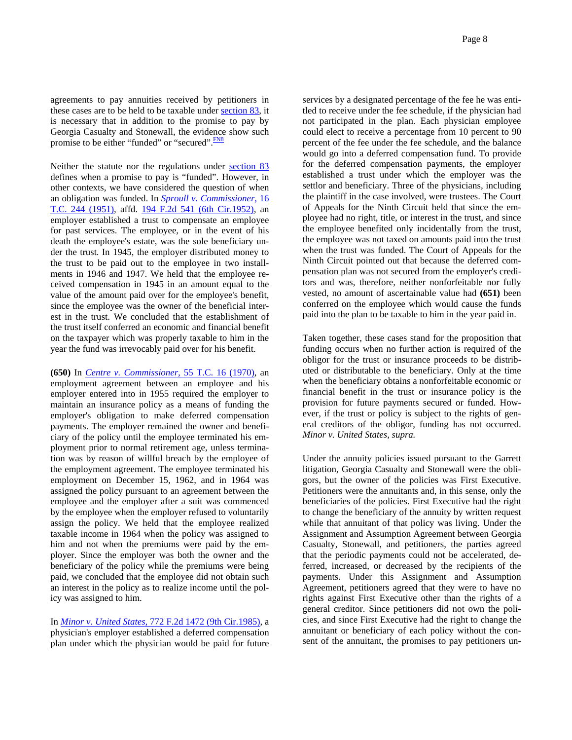agreements to pay annuities received by petitioners in these cases are to be held to be taxable under section 83, it is necessary that in addition to the promise to pay by Georgia Casualty and Stonewall, the evidence show such promise to be either "funded" or "secured".[FN8]

Neither the statute nor the regulations under section 83 defines when a promise to pay is "funded". However, in other contexts, we have considered the question of when an obligation was funded. In *Sproull v. Commissioner,* 16 T.C. 244 (1951), affd. 194 F.2d 541 (6th Cir.1952), an employer established a trust to compensate an employee for past services. The employee, or in the event of his death the employee's estate, was the sole beneficiary under the trust. In 1945, the employer distributed money to the trust to be paid out to the employee in two installments in 1946 and 1947. We held that the employee received compensation in 1945 in an amount equal to the value of the amount paid over for the employee's benefit, since the employee was the owner of the beneficial interest in the trust. We concluded that the establishment of the trust itself conferred an economic and financial benefit on the taxpayer which was properly taxable to him in the year the fund was irrevocably paid over for his benefit.

**(650)** In *Centre v. Commissioner,* 55 T.C. 16 (1970), an employment agreement between an employee and his employer entered into in 1955 required the employer to maintain an insurance policy as a means of funding the employer's obligation to make deferred compensation payments. The employer remained the owner and beneficiary of the policy until the employee terminated his employment prior to normal retirement age, unless termination was by reason of willful breach by the employee of the employment agreement. The employee terminated his employment on December 15, 1962, and in 1964 was assigned the policy pursuant to an agreement between the employee and the employer after a suit was commenced by the employee when the employer refused to voluntarily assign the policy. We held that the employee realized taxable income in 1964 when the policy was assigned to him and not when the premiums were paid by the employer. Since the employer was both the owner and the beneficiary of the policy while the premiums were being paid, we concluded that the employee did not obtain such an interest in the policy as to realize income until the policy was assigned to him.

In *Minor v. United States,* 772 F.2d 1472 (9th Cir.1985), a physician's employer established a deferred compensation plan under which the physician would be paid for future services by a designated percentage of the fee he was entitled to receive under the fee schedule, if the physician had not participated in the plan. Each physician employee could elect to receive a percentage from 10 percent to 90 percent of the fee under the fee schedule, and the balance would go into a deferred compensation fund. To provide for the deferred compensation payments, the employer established a trust under which the employer was the settlor and beneficiary. Three of the physicians, including the plaintiff in the case involved, were trustees. The Court of Appeals for the Ninth Circuit held that since the employee had no right, title, or interest in the trust, and since the employee benefited only incidentally from the trust, the employee was not taxed on amounts paid into the trust when the trust was funded. The Court of Appeals for the Ninth Circuit pointed out that because the deferred compensation plan was not secured from the employer's creditors and was, therefore, neither nonforfeitable nor fully vested, no amount of ascertainable value had **(651)** been conferred on the employee which would cause the funds paid into the plan to be taxable to him in the year paid in.

Taken together, these cases stand for the proposition that funding occurs when no further action is required of the obligor for the trust or insurance proceeds to be distributed or distributable to the beneficiary. Only at the time when the beneficiary obtains a nonforfeitable economic or financial benefit in the trust or insurance policy is the provision for future payments secured or funded. However, if the trust or policy is subject to the rights of general creditors of the obligor, funding has not occurred. *Minor v. United States, supra.*

Under the annuity policies issued pursuant to the Garrett litigation, Georgia Casualty and Stonewall were the obligors, but the owner of the policies was First Executive. Petitioners were the annuitants and, in this sense, only the beneficiaries of the policies. First Executive had the right to change the beneficiary of the annuity by written request while that annuitant of that policy was living. Under the Assignment and Assumption Agreement between Georgia Casualty, Stonewall, and petitioners, the parties agreed that the periodic payments could not be accelerated, deferred, increased, or decreased by the recipients of the payments. Under this Assignment and Assumption Agreement, petitioners agreed that they were to have no rights against First Executive other than the rights of a general creditor. Since petitioners did not own the policies, and since First Executive had the right to change the annuitant or beneficiary of each policy without the consent of the annuitant, the promises to pay petitioners un-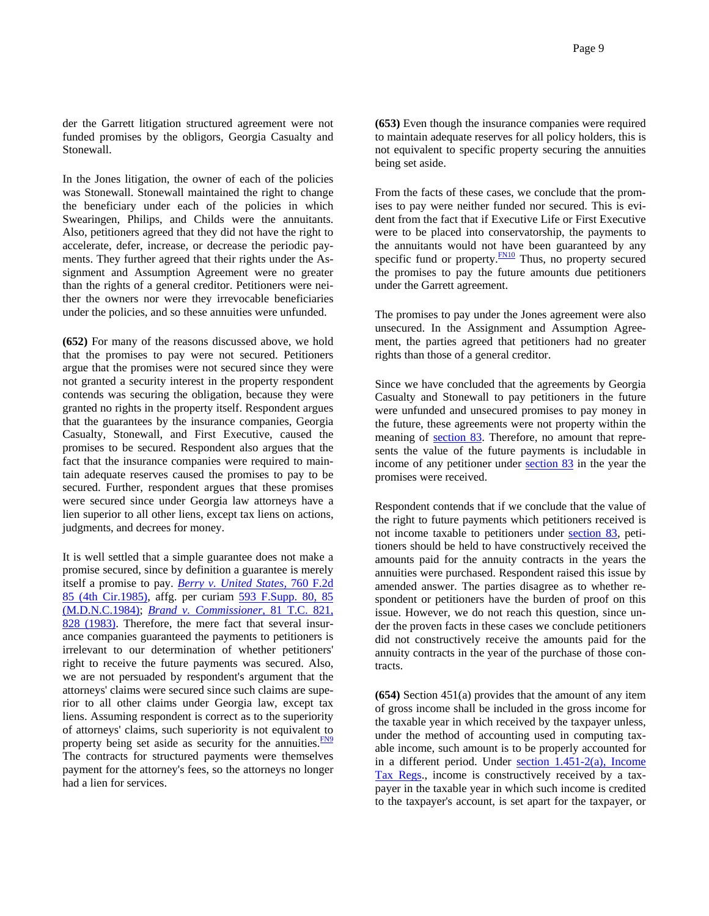der the Garrett litigation structured agreement were not funded promises by the obligors, Georgia Casualty and Stonewall.

In the Jones litigation, the owner of each of the policies was Stonewall. Stonewall maintained the right to change the beneficiary under each of the policies in which Swearingen, Philips, and Childs were the annuitants. Also, petitioners agreed that they did not have the right to accelerate, defer, increase, or decrease the periodic payments. They further agreed that their rights under the Assignment and Assumption Agreement were no greater than the rights of a general creditor. Petitioners were neither the owners nor were they irrevocable beneficiaries under the policies, and so these annuities were unfunded.

**(652)** For many of the reasons discussed above, we hold that the promises to pay were not secured. Petitioners argue that the promises were not secured since they were not granted a security interest in the property respondent contends was securing the obligation, because they were granted no rights in the property itself. Respondent argues that the guarantees by the insurance companies, Georgia Casualty, Stonewall, and First Executive, caused the promises to be secured. Respondent also argues that the fact that the insurance companies were required to maintain adequate reserves caused the promises to pay to be secured. Further, respondent argues that these promises were secured since under Georgia law attorneys have a lien superior to all other liens, except tax liens on actions, judgments, and decrees for money.

It is well settled that a simple guarantee does not make a promise secured, since by definition a guarantee is merely itself a promise to pay. *Berry v. United States,* 760 F.2d 85 (4th Cir.1985), affg. per curiam 593 F.Supp. 80, 85 (M.D.N.C.1984); *Brand v. Commissioner,* 81 T.C. 821, 828 (1983). Therefore, the mere fact that several insurance companies guaranteed the payments to petitioners is irrelevant to our determination of whether petitioners' right to receive the future payments was secured. Also, we are not persuaded by respondent's argument that the attorneys' claims were secured since such claims are superior to all other claims under Georgia law, except tax liens. Assuming respondent is correct as to the superiority of attorneys' claims, such superiority is not equivalent to property being set aside as security for the annuities.[FN9] The contracts for structured payments were themselves payment for the attorney's fees, so the attorneys no longer had a lien for services.

**(653)** Even though the insurance companies were required to maintain adequate reserves for all policy holders, this is not equivalent to specific property securing the annuities being set aside.

From the facts of these cases, we conclude that the promises to pay were neither funded nor secured. This is evident from the fact that if Executive Life or First Executive were to be placed into conservatorship, the payments to the annuitants would not have been guaranteed by any specific fund or property.[FN10] Thus, no property secured the promises to pay the future amounts due petitioners under the Garrett agreement.

The promises to pay under the Jones agreement were also unsecured. In the Assignment and Assumption Agreement, the parties agreed that petitioners had no greater rights than those of a general creditor.

Since we have concluded that the agreements by Georgia Casualty and Stonewall to pay petitioners in the future were unfunded and unsecured promises to pay money in the future, these agreements were not property within the meaning of section 83. Therefore, no amount that represents the value of the future payments is includable in income of any petitioner under section 83 in the year the promises were received.

Respondent contends that if we conclude that the value of the right to future payments which petitioners received is not income taxable to petitioners under section 83, petitioners should be held to have constructively received the amounts paid for the annuity contracts in the years the annuities were purchased. Respondent raised this issue by amended answer. The parties disagree as to whether respondent or petitioners have the burden of proof on this issue. However, we do not reach this question, since under the proven facts in these cases we conclude petitioners did not constructively receive the amounts paid for the annuity contracts in the year of the purchase of those contracts.

**(654)** Section 451(a) provides that the amount of any item of gross income shall be included in the gross income for the taxable year in which received by the taxpayer unless, under the method of accounting used in computing taxable income, such amount is to be properly accounted for in a different period. Under section 1.451-2(a), Income Tax Regs., income is constructively received by a taxpayer in the taxable year in which such income is credited to the taxpayer's account, is set apart for the taxpayer, or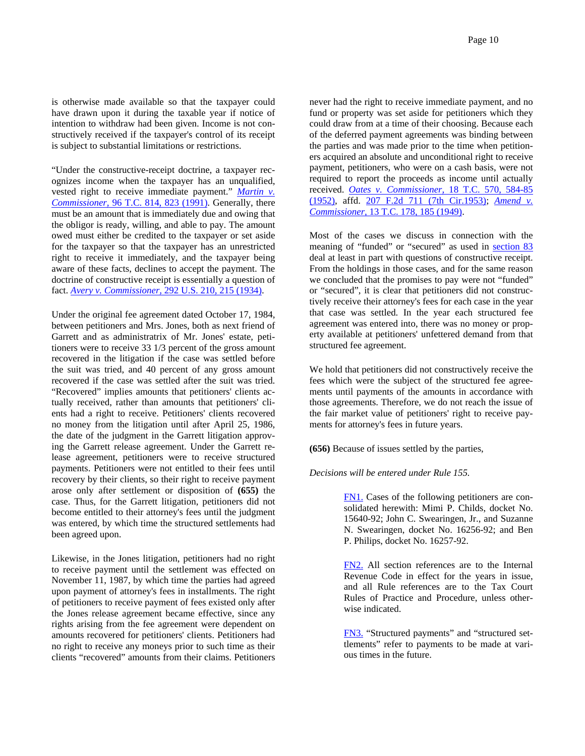is otherwise made available so that the taxpayer could have drawn upon it during the taxable year if notice of intention to withdraw had been given. Income is not constructively received if the taxpayer's control of its receipt is subject to substantial limitations or restrictions.

"Under the constructive-receipt doctrine, a taxpayer recognizes income when the taxpayer has an unqualified, vested right to receive immediate payment." *Martin v. Commissioner*, 96 T.C. 814, 823 (1991). Generally, there must be an amount that is immediately due and owing that the obligor is ready, willing, and able to pay. The amount owed must either be credited to the taxpayer or set aside for the taxpayer so that the taxpayer has an unrestricted right to receive it immediately, and the taxpayer being aware of these facts, declines to accept the payment. The doctrine of constructive receipt is essentially a question of fact. *Avery v. Commissioner*, 292 U.S. 210, 215 (1934).

Under the original fee agreement dated October 17, 1984, between petitioners and Mrs. Jones, both as next friend of Garrett and as administratrix of Mr. Jones' estate, petitioners were to receive 33 1/3 percent of the gross amount recovered in the litigation if the case was settled before the suit was tried, and 40 percent of any gross amount recovered if the case was settled after the suit was tried. "Recovered" implies amounts that petitioners' clients actually received, rather than amounts that petitioners' clients had a right to receive. Petitioners' clients recovered no money from the litigation until after April 25, 1986, the date of the judgment in the Garrett litigation approving the Garrett release agreement. Under the Garrett release agreement, petitioners were to receive structured payments. Petitioners were not entitled to their fees until recovery by their clients, so their right to receive payment arose only after settlement or disposition of **(655)** the case. Thus, for the Garrett litigation, petitioners did not become entitled to their attorney's fees until the judgment was entered, by which time the structured settlements had been agreed upon.

Likewise, in the Jones litigation, petitioners had no right to receive payment until the settlement was effected on November 11, 1987, by which time the parties had agreed upon payment of attorney's fees in installments. The right of petitioners to receive payment of fees existed only after the Jones release agreement became effective, since any rights arising from the fee agreement were dependent on amounts recovered for petitioners' clients. Petitioners had no right to receive any moneys prior to such time as their clients "recovered" amounts from their claims. Petitioners never had the right to receive immediate payment, and no fund or property was set aside for petitioners which they could draw from at a time of their choosing. Because each of the deferred payment agreements was binding between the parties and was made prior to the time when petitioners acquired an absolute and unconditional right to receive payment, petitioners, who were on a cash basis, were not required to report the proceeds as income until actually received. *Oates v. Commissioner*, 18 T.C. 570, 584-85 (1952), affd. 207 F.2d 711 (7th Cir.1953); *Amend v. Commissioner*, 13 T.C. 178, 185 (1949).

Most of the cases we discuss in connection with the meaning of "funded" or "secured" as used in section 83 deal at least in part with questions of constructive receipt. From the holdings in those cases, and for the same reason we concluded that the promises to pay were not "funded" or "secured", it is clear that petitioners did not constructively receive their attorney's fees for each case in the year that case was settled. In the year each structured fee agreement was entered into, there was no money or property available at petitioners' unfettered demand from that structured fee agreement.

We hold that petitioners did not constructively receive the fees which were the subject of the structured fee agreements until payments of the amounts in accordance with those agreements. Therefore, we do not reach the issue of the fair market value of petitioners' right to receive payments for attorney's fees in future years.

**(656)** Because of issues settled by the parties,

*Decisions will be entered under Rule 155.*

FN1. Cases of the following petitioners are consolidated herewith: Mimi P. Childs, docket No. 15640-92; John C. Swearingen, Jr., and Suzanne N. Swearingen, docket No. 16256-92; and Ben P. Philips, docket No. 16257-92.

FN2. All section references are to the Internal Revenue Code in effect for the years in issue, and all Rule references are to the Tax Court Rules of Practice and Procedure, unless otherwise indicated.

FN3. "Structured payments" and "structured settlements" refer to payments to be made at various times in the future.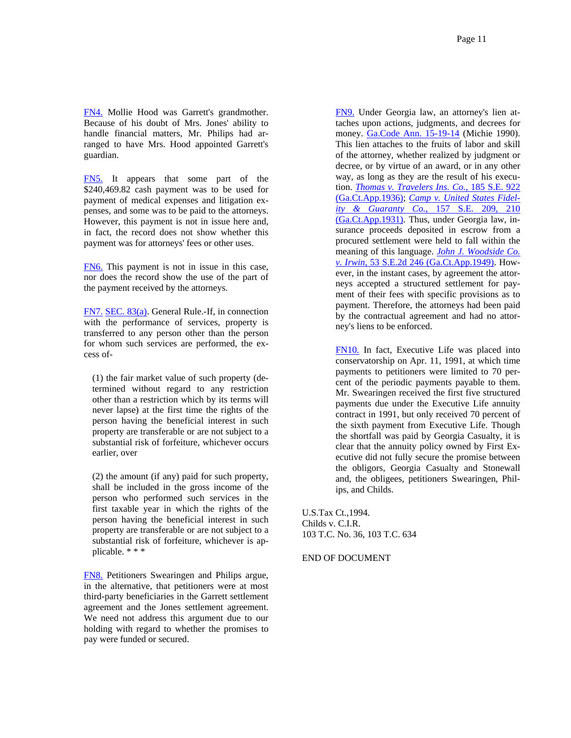FN4. Mollie Hood was Garrett's grandmother. Because of his doubt of Mrs. Jones' ability to handle financial matters, Mr. Philips had arranged to have Mrs. Hood appointed Garrett's guardian.

FN5. It appears that some part of the $240,469.82 cash payment was to be used for payment of medical expenses and litigation expenses, and some was to be paid to the attorneys. However, this payment is not in issue here and, in fact, the record does not show whether this payment was for attorneys' fees or other uses.

FN6. This payment is not in issue in this case, nor does the record show the use of the part of the payment received by the attorneys.

FN7. SEC. 83(a). General Rule.-If, in connection with the performance of services, property is transferred to any person other than the person for whom such services are performed, the excess of-

> (1) the fair market value of such property (determined without regard to any restriction other than a restriction which by its terms will never lapse) at the first time the rights of the person having the beneficial interest in such property are transferable or are not subject to a substantial risk of forfeiture, whichever occurs earlier, over
>
> (2) the amount (if any) paid for such property, shall be included in the gross income of the person who performed such services in the first taxable year in which the rights of the person having the beneficial interest in such property are transferable or are not subject to a substantial risk of forfeiture, whichever is applicable. * * *

FN8. Petitioners Swearingen and Philips argue, in the alternative, that petitioners were at most third-party beneficiaries in the Garrett settlement agreement and the Jones settlement agreement. We need not address this argument due to our holding with regard to whether the promises to pay were funded or secured.

FN9. Under Georgia law, an attorney's lien attaches upon actions, judgments, and decrees for money. Ga.Code Ann. 15-19-14 (Michie 1990). This lien attaches to the fruits of labor and skill of the attorney, whether realized by judgment or decree, or by virtue of an award, or in any other way, as long as they are the result of his execution. *Thomas v. Travelers Ins. Co.,* 185 S.E. 922 (Ga.Ct.App.1936); *Camp v. United States Fidelity & Guaranty Co.,* 157 S.E. 209, 210 (Ga.Ct.App.1931). Thus, under Georgia law, insurance proceeds deposited in escrow from a procured settlement were held to fall within the meaning of this language. *John J. Woodside Co. v. Irwin,* 53 S.E.2d 246 (Ga.Ct.App.1949). However, in the instant cases, by agreement the attorneys accepted a structured settlement for payment of their fees with specific provisions as to payment. Therefore, the attorneys had been paid by the contractual agreement and had no attorney's liens to be enforced.

FN10. In fact, Executive Life was placed into conservatorship on Apr. 11, 1991, at which time payments to petitioners were limited to 70 percent of the periodic payments payable to them. Mr. Swearingen received the first five structured payments due under the Executive Life annuity contract in 1991, but only received 70 percent of the sixth payment from Executive Life. Though the shortfall was paid by Georgia Casualty, it is clear that the annuity policy owned by First Executive did not fully secure the promise between the obligors, Georgia Casualty and Stonewall and, the obligees, petitioners Swearingen, Philips, and Childs.

U.S.Tax Ct.,1994.
Childs v. C.I.R.
103 T.C. No. 36, 103 T.C. 634

END OF DOCUMENT